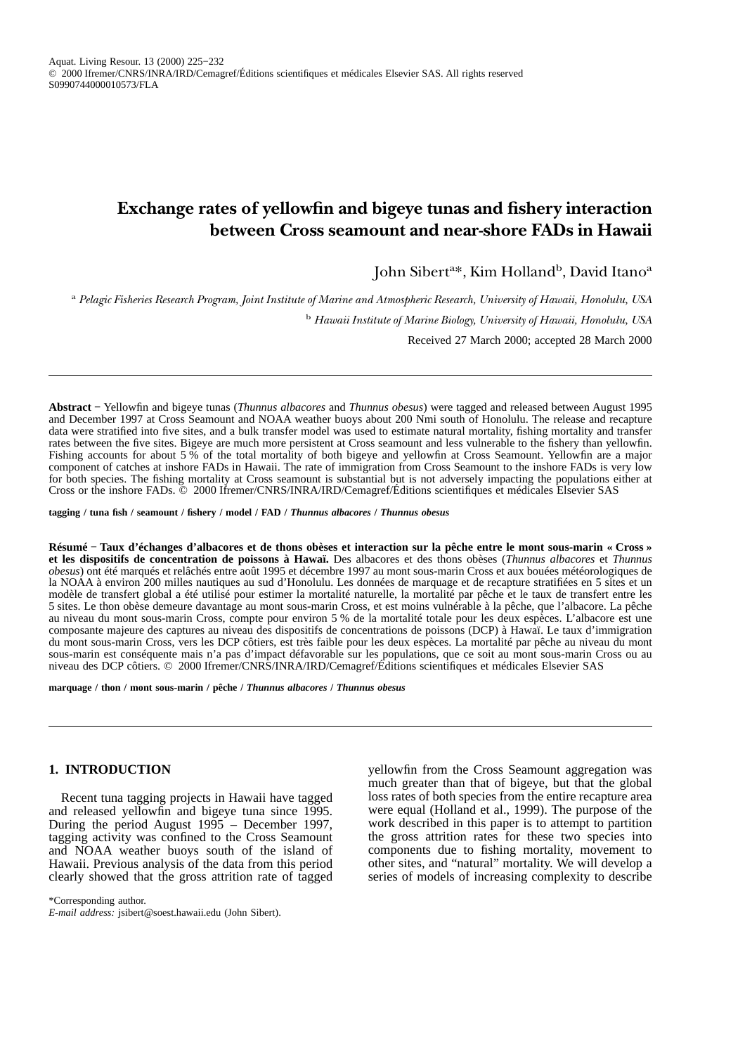# Exchange rates of yellowfin and bigeye tunas and fishery interaction between Cross seamount and near-shore FADs in Hawaii

John Sibert[a]*, Kim Holland[b], David Itano[a]

[a] *Pelagic Fisheries Research Program, Joint Institute of Marine and Atmospheric Research, University of Hawaii, Honolulu, USA*

[b] *Hawaii Institute of Marine Biology, University of Hawaii, Honolulu, USA*

Received 27 March 2000; accepted 28 March 2000

---

**Abstract** − Yellowfin and bigeye tunas (*Thunnus albacores* and *Thunnus obesus*) were tagged and released between August 1995 and December 1997 at Cross Seamount and NOAA weather buoys about 200 Nmi south of Honolulu. The release and recapture data were stratified into five sites, and a bulk transfer model was used to estimate natural mortality, fishing mortality and transfer rates between the five sites. Bigeye are much more persistent at Cross seamount and less vulnerable to the fishery than yellowfin. Fishing accounts for about 5 % of the total mortality of both bigeye and yellowfin at Cross Seamount. Yellowfin are a major component of catches at inshore FADs in Hawaii. The rate of immigration from Cross Seamount to the inshore FADs is very low for both species. The fishing mortality at Cross seamount is substantial but is not adversely impacting the populations either at Cross or the inshore FADs. © 2000 Ifremer/CNRS/INRA/IRD/Cemagref/Éditions scientifiques et médicales Elsevier SAS

**tagging / tuna fish / seamount / fishery / model / FAD / *Thunnus albacores* / *Thunnus obesus***

**Résumé − Taux d'échanges d'albacores et de thons obèses et interaction sur la pêche entre le mont sous-marin « Cross » et les dispositifs de concentration de poissons à Hawaï.** Des albacores et des thons obèses (*Thunnus albacores* et *Thunnus obesus*) ont été marqués et relâchés entre août 1995 et décembre 1997 au mont sous-marin Cross et aux bouées météorologiques de la NOAA à environ 200 milles nautiques au sud d'Honolulu. Les données de marquage et de recapture stratifiées en 5 sites et un modèle de transfert global a été utilisé pour estimer la mortalité naturelle, la mortalité par pêche et le taux de transfert entre les 5 sites. Le thon obèse demeure davantage au mont sous-marin Cross, et est moins vulnérable à la pêche, que l'albacore. La pêche au niveau du mont sous-marin Cross, compte pour environ 5 % de la mortalité totale pour les deux espèces. L'albacore est une composante majeure des captures au niveau des dispositifs de concentrations de poissons (DCP) à Hawaï. Le taux d'immigration du mont sous-marin Cross, vers les DCP côtiers, est très faible pour les deux espèces. La mortalité par pêche au niveau du mont sous-marin est conséquente mais n'a pas d'impact défavorable sur les populations, que ce soit au mont sous-marin Cross ou au niveau des DCP côtiers. © 2000 Ifremer/CNRS/INRA/IRD/Cemagref/Éditions scientifiques et médicales Elsevier SAS

**marquage / thon / mont sous-marin / pêche / *Thunnus albacores* / *Thunnus obesus***

---

## 1. INTRODUCTION

Recent tuna tagging projects in Hawaii have tagged and released yellowfin and bigeye tuna since 1995. During the period August 1995 – December 1997, tagging activity was confined to the Cross Seamount and NOAA weather buoys south of the island of Hawaii. Previous analysis of the data from this period clearly showed that the gross attrition rate of tagged yellowfin from the Cross Seamount aggregation was much greater than that of bigeye, but that the global loss rates of both species from the entire recapture area were equal (Holland et al., 1999). The purpose of the work described in this paper is to attempt to partition the gross attrition rates for these two species into components due to fishing mortality, movement to other sites, and "natural" mortality. We will develop a series of models of increasing complexity to describe

*Corresponding author.
*E-mail address:* jsibert@soest.hawaii.edu (John Sibert).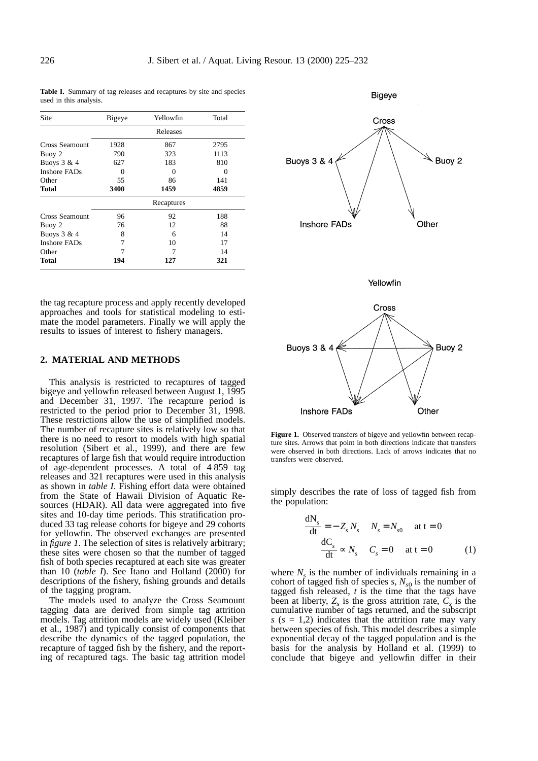**Table I.** Summary of tag releases and recaptures by site and species used in this analysis.

| Site | Bigeye | Yellowfin | Total |
|---|---|---|---|
| | Releases | | |
| Cross Seamount | 1928 | 867 | 2795 |
| Buoy 2 | 790 | 323 | 1113 |
| Buoys 3 & 4 | 627 | 183 | 810 |
| Inshore FADs | 0 | 0 | 0 |
| Other | 55 | 86 | 141 |
| **Total** | **3400** | **1459** | **4859** |
| | Recaptures | | |
| Cross Seamount | 96 | 92 | 188 |
| Buoy 2 | 76 | 12 | 88 |
| Buoys 3 & 4 | 8 | 6 | 14 |
| Inshore FADs | 7 | 10 | 17 |
| Other | 7 | 7 | 14 |
| **Total** | **194** | **127** | **321** |

the tag recapture process and apply recently developed approaches and tools for statistical modeling to estimate the model parameters. Finally we will apply the results to issues of interest to fishery managers.

## 2. MATERIAL AND METHODS

This analysis is restricted to recaptures of tagged bigeye and yellowfin released between August 1, 1995 and December 31, 1997. The recapture period is restricted to the period prior to December 31, 1998. These restrictions allow the use of simplified models. The number of recapture sites is relatively low so that there is no need to resort to models with high spatial resolution (Sibert et al., 1999), and there are few recaptures of large fish that would require introduction of age-dependent processes. A total of 4 859 tag releases and 321 recaptures were used in this analysis as shown in *table I*. Fishing effort data were obtained from the State of Hawaii Division of Aquatic Resources (HDAR). All data were aggregated into five sites and 10-day time periods. This stratification produced 33 tag release cohorts for bigeye and 29 cohorts for yellowfin. The observed exchanges are presented in *figure 1*. The selection of sites is relatively arbitrary; these sites were chosen so that the number of tagged fish of both species recaptured at each site was greater than 10 (*table I*). See Itano and Holland (2000) for descriptions of the fishery, fishing grounds and details of the tagging program.

The models used to analyze the Cross Seamount tagging data are derived from simple tag attrition models. Tag attrition models are widely used (Kleiber et al., 1987) and typically consist of components that describe the dynamics of the tagged population, the recapture of tagged fish by the fishery, and the reporting of recaptured tags. The basic tag attrition model simply describes the rate of loss of tagged fish from the population:

$$
\begin{aligned}
\frac{dN_s}{dt} &= -Z_s N_s \quad N_s = N_{s0} \quad \text{at t} = 0 \\
\frac{dC_s}{dt} &\propto N_s \quad C_s = 0 \quad \text{at t} = 0
\end{aligned}
\tag{1}
$$

where $N_s$ is the number of individuals remaining in a cohort of tagged fish of species $s$, $N_{s0}$ is the number of tagged fish released, $t$ is the time that the tags have been at liberty, $Z_s$ is the gross attrition rate, $C_s$ is the cumulative number of tags returned, and the subscript $s$ ($s$ = 1,2) indicates that the attrition rate may vary between species of fish. This model describes a simple exponential decay of the tagged population and is the basis for the analysis by Holland et al. (1999) to conclude that bigeye and yellowfin differ in their

**Figure 1.** Observed transfers of bigeye and yellowfin between recapture sites. Arrows that point in both directions indicate that transfers were observed in both directions. Lack of arrows indicates that no transfers were observed.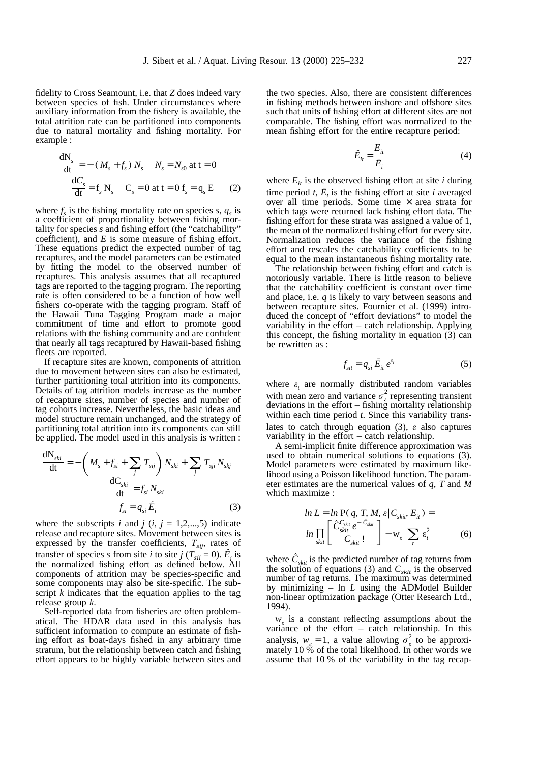fidelity to Cross Seamount, i.e. that $Z$ does indeed vary between species of fish. Under circumstances where auxiliary information from the fishery is available, the total attrition rate can be partitioned into components due to natural mortality and fishing mortality. For example :

$$\frac{dN_s}{dt} = -(M_s + f_s)\,N_s \quad N_s = N_{s0} \text{ at } t = 0$$
$$\frac{dC_s}{dt} = f_s\,N_s \quad C_s = 0 \text{ at } t = 0 \;\; f_s = q_s\,E \qquad (2)$$

where $f_s$ is the fishing mortality rate on species $s$, $q_s$ is a coefficient of proportionality between fishing mortality for species $s$ and fishing effort (the "catchability" coefficient), and $E$ is some measure of fishing effort. These equations predict the expected number of tag recaptures, and the model parameters can be estimated by fitting the model to the observed number of recaptures. This analysis assumes that all recaptured tags are reported to the tagging program. The reporting rate is often considered to be a function of how well fishers co-operate with the tagging program. Staff of the Hawaii Tuna Tagging Program made a major commitment of time and effort to promote good relations with the fishing community and are confident that nearly all tags recaptured by Hawaii-based fishing fleets are reported.

If recapture sites are known, components of attrition due to movement between sites can also be estimated, further partitioning total attrition into its components. Details of tag attrition models increase as the number of recapture sites, number of species and number of tag cohorts increase. Nevertheless, the basic ideas and model structure remain unchanged, and the strategy of partitioning total attrition into its components can still be applied. The model used in this analysis is written :

$$\frac{dN_{ski}}{dt} = -\left(M_s + f_{si} + \sum_j T_{sij}\right) N_{ski} + \sum_j T_{sji}\,N_{skj}$$
$$\frac{dC_{ski}}{dt} = f_{si}\,N_{ski}$$
$$f_{si} = q_{si}\,\tilde{E}_i \qquad (3)$$

where the subscripts $i$ and $j$ ($i$, $j$ = 1,2,...,5) indicate release and recapture sites. Movement between sites is expressed by the transfer coefficients, $T_{sij}$, rates of transfer of species $s$ from site $i$ to site $j$ ($T_{sii}$ = 0). $\tilde{E}_i$ is the normalized fishing effort as defined below. All components of attrition may be species-specific and some components may also be site-specific. The subscript $k$ indicates that the equation applies to the tag release group $k$.

Self-reported data from fisheries are often problematical. The HDAR data used in this analysis has sufficient information to compute an estimate of fishing effort as boat-days fished in any arbitrary time stratum, but the relationship between catch and fishing effort appears to be highly variable between sites and the two species. Also, there are consistent differences in fishing methods between inshore and offshore sites such that units of fishing effort at different sites are not comparable. The fishing effort was normalized to the mean fishing effort for the entire recapture period:

$$\tilde{E}_{it} = \frac{E_{it}}{\bar{E}_i} \qquad (4)$$

where $E_{it}$ is the observed fishing effort at site $i$ during time period $t$, $\bar{E}_i$ is the fishing effort at site $i$ averaged over all time periods. Some time × area strata for which tags were returned lack fishing effort data. The fishing effort for these strata was assigned a value of 1, the mean of the normalized fishing effort for every site. Normalization reduces the variance of the fishing effort and rescales the catchability coefficients to be equal to the mean instantaneous fishing mortality rate.

The relationship between fishing effort and catch is notoriously variable. There is little reason to believe that the catchability coefficient is constant over time and place, i.e. $q$ is likely to vary between seasons and between recapture sites. Fournier et al. (1999) introduced the concept of "effort deviations" to model the variability in the effort – catch relationship. Applying this concept, the fishing mortality in equation (3) can be rewritten as :

$$f_{sit} = q_{si}\,\tilde{E}_{it}\,e^{\varepsilon_t} \qquad (5)$$

where $\varepsilon_t$ are normally distributed random variables with mean zero and variance $\sigma^2_\varepsilon$ representing transient deviations in the effort – fishing mortality relationship within each time period $t$. Since this variability translates to catch through equation (3), $\varepsilon$ also captures variability in the effort – catch relationship.

A semi-implicit finite difference approximation was used to obtain numerical solutions to equations (3). Model parameters were estimated by maximum likelihood using a Poisson likelihood function. The parameter estimates are the numerical values of $q$, $T$ and $M$ which maximize :

$$\ln L = \ln \mathrm{P}(\,q, T, M, \varepsilon \,|\, C_{skit}, E_{it}\,) = \ln \prod_{skit} \left[ \frac{\hat{C}_{skit}^{C_{skit}}\, e^{-\hat{C}_{skit}}}{C_{skit}\,!} \right] - w_\varepsilon \sum_t \varepsilon_t^2 \qquad (6)$$

where $\hat{C}_{skit}$ is the predicted number of tag returns from the solution of equations (3) and $C_{skit}$ is the observed number of tag returns. The maximum was determined by minimizing – ln $L$ using the ADModel Builder non-linear optimization package (Otter Research Ltd., 1994).

$w_\varepsilon$ is a constant reflecting assumptions about the variance of the effort – catch relationship. In this analysis, $w_\varepsilon = 1$, a value allowing $\sigma^2_\varepsilon$ to be approximately 10 % of the total likelihood. In other words we assume that 10 % of the variability in the tag recap-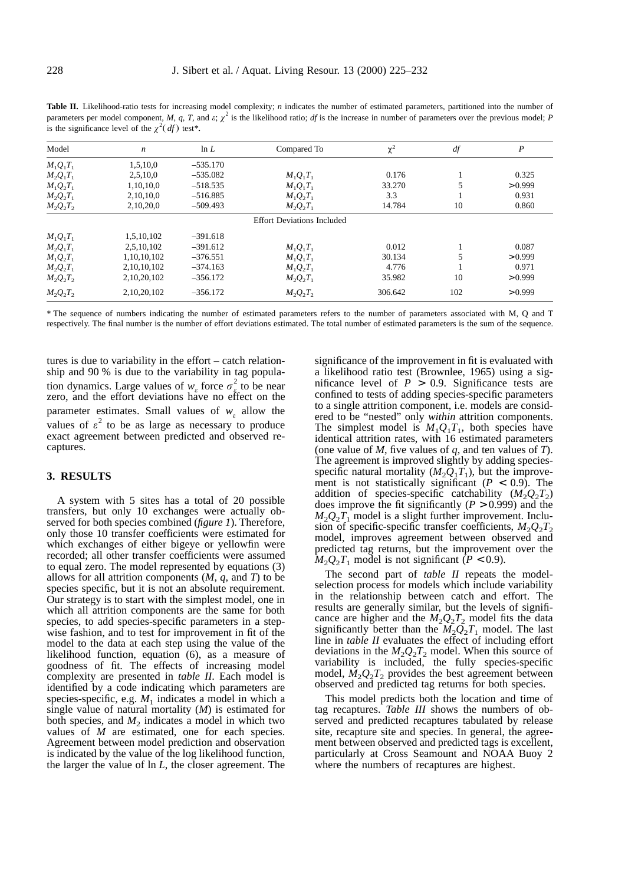**Table II.** Likelihood-ratio tests for increasing model complexity; *n* indicates the number of estimated parameters, partitioned into the number of parameters per model component, *M*, *q*, *T*, and $\varepsilon$; $\chi^2$ is the likelihood ratio; *df* is the increase in number of parameters over the previous model; *P* is the significance level of the $\chi^2(df)$ test*.

| Model | *n* | ln *L* | Compared To | $\chi^2$ | *df* | *P* |
|---|---|---|---|---|---|---|
| $M_1Q_1T_1$ | 1,5,10,0 | −535.170 | | | | |
| $M_2Q_1T_1$ | 2,5,10,0 | −535.082 | $M_1Q_1T_1$ | 0.176 | 1 | 0.325 |
| $M_1Q_2T_1$ | 1,10,10,0 | −518.535 | $M_1Q_1T_1$ | 33.270 | 5 | >0.999 |
| $M_2Q_2T_1$ | 2,10,10,0 | −516.885 | $M_1Q_2T_1$ | 3.3 | 1 | 0.931 |
| $M_2Q_2T_2$ | 2,10,20,0 | −509.493 | $M_2Q_2T_1$ | 14.784 | 10 | 0.860 |
| | | | Effort Deviations Included | | | |
| $M_1Q_1T_1$ | 1,5,10,102 | −391.618 | | | | |
| $M_2Q_1T_1$ | 2,5,10,102 | −391.612 | $M_1Q_1T_1$ | 0.012 | 1 | 0.087 |
| $M_1Q_2T_1$ | 1,10,10,102 | −376.551 | $M_1Q_1T_1$ | 30.134 | 5 | >0.999 |
| $M_2Q_2T_1$ | 2,10,10,102 | −374.163 | $M_1Q_2T_1$ | 4.776 | 1 | 0.971 |
| $M_2Q_2T_2$ | 2,10,20,102 | −356.172 | $M_2Q_2T_1$ | 35.982 | 10 | >0.999 |
| $M_2Q_2T_2$ | 2,10,20,102 | −356.172 | $M_2Q_2T_2$ | 306.642 | 102 | >0.999 |

\* The sequence of numbers indicating the number of estimated parameters refers to the number of parameters associated with M, Q and T respectively. The final number is the number of effort deviations estimated. The total number of estimated parameters is the sum of the sequence.

tures is due to variability in the effort – catch relationship and 90 % is due to the variability in tag population dynamics. Large values of $w_\varepsilon$ force $\sigma_\varepsilon^2$ to be near zero, and the effort deviations have no effect on the parameter estimates. Small values of $w_\varepsilon$ allow the values of $\varepsilon^2$ to be as large as necessary to produce exact agreement between predicted and observed recaptures.

## 3. RESULTS

A system with 5 sites has a total of 20 possible transfers, but only 10 exchanges were actually observed for both species combined (*figure 1*). Therefore, only those 10 transfer coefficients were estimated for which exchanges of either bigeye or yellowfin were recorded; all other transfer coefficients were assumed to equal zero. The model represented by equations (3) allows for all attrition components (*M*, *q*, and *T*) to be species specific, but it is not an absolute requirement. Our strategy is to start with the simplest model, one in which all attrition components are the same for both species, to add species-specific parameters in a stepwise fashion, and to test for improvement in fit of the model to the data at each step using the value of the likelihood function, equation (6), as a measure of goodness of fit. The effects of increasing model complexity are presented in *table II*. Each model is identified by a code indicating which parameters are species-specific, e.g. $M_1$ indicates a model in which a single value of natural mortality (*M*) is estimated for both species, and $M_2$ indicates a model in which two values of *M* are estimated, one for each species. Agreement between model prediction and observation is indicated by the value of the log likelihood function, the larger the value of ln *L*, the closer agreement. The significance of the improvement in fit is evaluated with a likelihood ratio test (Brownlee, 1965) using a significance level of $P > 0.9$. Significance tests are confined to tests of adding species-specific parameters to a single attrition component, i.e. models are considered to be "nested" only *within* attrition components. The simplest model is $M_1Q_1T_1$, both species have identical attrition rates, with 16 estimated parameters (one value of *M*, five values of *q*, and ten values of *T*). The agreement is improved slightly by adding species-specific natural mortality ($M_2Q_1T_1$), but the improvement is not statistically significant ($P < 0.9$). The addition of species-specific catchability ($M_2Q_2T_2$) does improve the fit significantly ($P > 0.999$) and the $M_2Q_2T_1$ model is a slight further improvement. Inclusion of specific-specific transfer coefficients, $M_2Q_2T_2$ model, improves agreement between observed and predicted tag returns, but the improvement over the $M_2Q_2T_1$ model is not significant ($P < 0.9$).

The second part of *table II* repeats the model-selection process for models which include variability in the relationship between catch and effort. The results are generally similar, but the levels of significance are higher and the $M_2Q_2T_2$ model fits the data significantly better than the $M_2Q_2T_1$ model. The last line in *table II* evaluates the effect of including effort deviations in the $M_2Q_2T_2$ model. When this source of variability is included, the fully species-specific model, $M_2Q_2T_2$ provides the best agreement between observed and predicted tag returns for both species.

This model predicts both the location and time of tag recaptures. *Table III* shows the numbers of observed and predicted recaptures tabulated by release site, recapture site and species. In general, the agreement between observed and predicted tags is excellent, particularly at Cross Seamount and NOAA Buoy 2 where the numbers of recaptures are highest.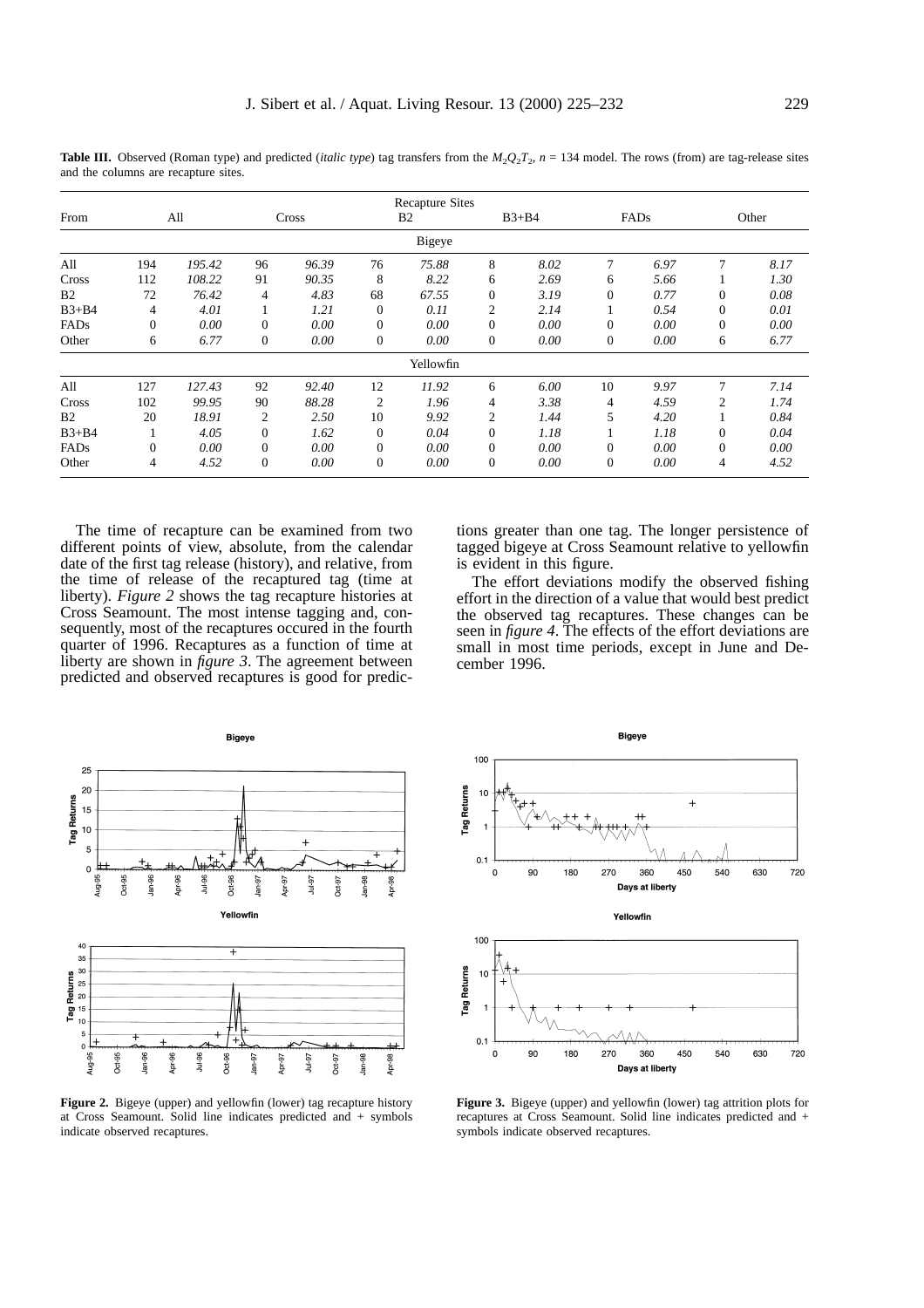**Table III.** Observed (Roman type) and predicted (*italic type*) tag transfers from the $M_2Q_2T_2$, $n = 134$ model. The rows (from) are tag-release sites and the columns are recapture sites.

| From | Recapture Sites | | | | | | | | | | | |
|---|---|---|---|---|---|---|---|---|---|---|---|---|
| | All | | Cross | | B2 | | B3+B4 | | FADs | | Other | |
| | | | | | Bigeye | | | | | | | |
| All | 194 | *195.42* | 96 | *96.39* | 76 | *75.88* | 8 | *8.02* | 7 | *6.97* | 7 | *8.17* |
| Cross | 112 | *108.22* | 91 | *90.35* | 8 | *8.22* | 6 | *2.69* | 6 | *5.66* | 1 | *1.30* |
| B2 | 72 | *76.42* | 4 | *4.83* | 68 | *67.55* | 0 | *3.19* | 0 | *0.77* | 0 | *0.08* |
| B3+B4 | 4 | *4.01* | 1 | *1.21* | 0 | *0.11* | 2 | *2.14* | 1 | *0.54* | 0 | *0.01* |
| FADs | 0 | *0.00* | 0 | *0.00* | 0 | *0.00* | 0 | *0.00* | 0 | *0.00* | 0 | *0.00* |
| Other | 6 | *6.77* | 0 | *0.00* | 0 | *0.00* | 0 | *0.00* | 0 | *0.00* | 6 | *6.77* |
| | | | | | Yellowfin | | | | | | | |
| All | 127 | *127.43* | 92 | *92.40* | 12 | *11.92* | 6 | *6.00* | 10 | *9.97* | 7 | *7.14* |
| Cross | 102 | *99.95* | 90 | *88.28* | 2 | *1.96* | 4 | *3.38* | 4 | *4.59* | 2 | *1.74* |
| B2 | 20 | *18.91* | 2 | *2.50* | 10 | *9.92* | 2 | *1.44* | 5 | *4.20* | 1 | *0.84* |
| B3+B4 | 1 | *4.05* | 0 | *1.62* | 0 | *0.04* | 0 | *1.18* | 1 | *1.18* | 0 | *0.04* |
| FADs | 0 | *0.00* | 0 | *0.00* | 0 | *0.00* | 0 | *0.00* | 0 | *0.00* | 0 | *0.00* |
| Other | 4 | *4.52* | 0 | *0.00* | 0 | *0.00* | 0 | *0.00* | 0 | *0.00* | 4 | *4.52* |

The time of recapture can be examined from two different points of view, absolute, from the calendar date of the first tag release (history), and relative, from the time of release of the recaptured tag (time at liberty). *Figure 2* shows the tag recapture histories at Cross Seamount. The most intense tagging and, consequently, most of the recaptures occured in the fourth quarter of 1996. Recaptures as a function of time at liberty are shown in *figure 3*. The agreement between predicted and observed recaptures is good for predictions greater than one tag. The longer persistence of tagged bigeye at Cross Seamount relative to yellowfin is evident in this figure.

The effort deviations modify the observed fishing effort in the direction of a value that would best predict the observed tag recaptures. These changes can be seen in *figure 4*. The effects of the effort deviations are small in most time periods, except in June and December 1996.

**Figure 2.** Bigeye (upper) and yellowfin (lower) tag recapture history at Cross Seamount. Solid line indicates predicted and + symbols indicate observed recaptures.

**Figure 3.** Bigeye (upper) and yellowfin (lower) tag attrition plots for recaptures at Cross Seamount. Solid line indicates predicted and + symbols indicate observed recaptures.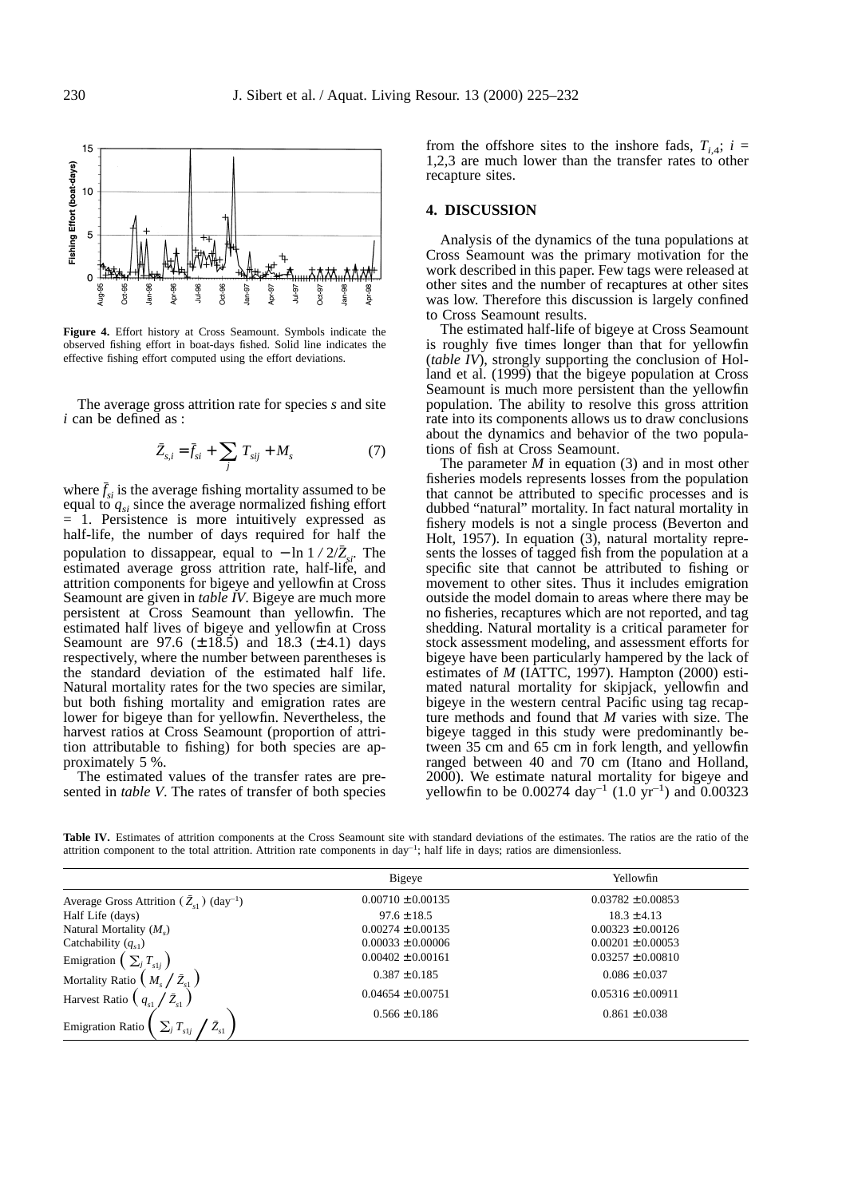**Figure 4.** Effort history at Cross Seamount. Symbols indicate the observed fishing effort in boat-days fished. Solid line indicates the effective fishing effort computed using the effort deviations.

The average gross attrition rate for species *s* and site *i* can be defined as :

$$\bar{Z}_{s,i} = \bar{f}_{si} + \sum_j T_{sij} + M_s \qquad (7)$$

where $\bar{f}_{si}$ is the average fishing mortality assumed to be equal to $q_{si}$ since the average normalized fishing effort = 1. Persistence is more intuitively expressed as half-life, the number of days required for half the population to dissappear, equal to $-\ln 1/2/\bar{Z}_{si}$. The estimated average gross attrition rate, half-life, and attrition components for bigeye and yellowfin at Cross Seamount are given in *table IV*. Bigeye are much more persistent at Cross Seamount than yellowfin. The estimated half lives of bigeye and yellowfin at Cross Seamount are 97.6 (± 18.5) and 18.3 (± 4.1) days respectively, where the number between parentheses is the standard deviation of the estimated half life. Natural mortality rates for the two species are similar, but both fishing mortality and emigration rates are lower for bigeye than for yellowfin. Nevertheless, the harvest ratios at Cross Seamount (proportion of attrition attributable to fishing) for both species are approximately 5 %.

The estimated values of the transfer rates are presented in *table V*. The rates of transfer of both species from the offshore sites to the inshore fads, $T_{i,4}$; $i$ = 1,2,3 are much lower than the transfer rates to other recapture sites.

## 4. DISCUSSION

Analysis of the dynamics of the tuna populations at Cross Seamount was the primary motivation for the work described in this paper. Few tags were released at other sites and the number of recaptures at other sites was low. Therefore this discussion is largely confined to Cross Seamount results.

The estimated half-life of bigeye at Cross Seamount is roughly five times longer than that for yellowfin (*table IV*), strongly supporting the conclusion of Holland et al. (1999) that the bigeye population at Cross Seamount is much more persistent than the yellowfin population. The ability to resolve this gross attrition rate into its components allows us to draw conclusions about the dynamics and behavior of the two populations of fish at Cross Seamount.

The parameter $M$ in equation (3) and in most other fisheries models represents losses from the population that cannot be attributed to specific processes and is dubbed "natural" mortality. In fact natural mortality in fishery models is not a single process (Beverton and Holt, 1957). In equation (3), natural mortality represents the losses of tagged fish from the population at a specific site that cannot be attributed to fishing or movement to other sites. Thus it includes emigration outside the model domain to areas where there may be no fisheries, recaptures which are not reported, and tag shedding. Natural mortality is a critical parameter for stock assessment modeling, and assessment efforts for bigeye have been particularly hampered by the lack of estimates of $M$ (IATTC, 1997). Hampton (2000) estimated natural mortality for skipjack, yellowfin and bigeye in the western central Pacific using tag recapture methods and found that $M$ varies with size. The bigeye tagged in this study were predominantly between 35 cm and 65 cm in fork length, and yellowfin ranged between 40 and 70 cm (Itano and Holland, 2000). We estimate natural mortality for bigeye and yellowfin to be 0.00274 day$^{-1}$ (1.0 yr$^{-1}$) and 0.00323

**Table IV.** Estimates of attrition components at the Cross Seamount site with standard deviations of the estimates. The ratios are the ratio of the attrition component to the total attrition. Attrition rate components in day$^{-1}$; half life in days; ratios are dimensionless.

| | Bigeye | Yellowfin |
|---|---|---|
| Average Gross Attrition ($\bar{Z}_{s1}$) (day$^{-1}$) | 0.00710 ± 0.00135 | 0.03782 ± 0.00853 |
| Half Life (days) | 97.6 ± 18.5 | 18.3 ± 4.13 |
| Natural Mortality ($M_s$) | 0.00274 ± 0.00135 | 0.00323 ± 0.00126 |
| Catchability ($q_{s1}$) | 0.00033 ± 0.00006 | 0.00201 ± 0.00053 |
| Emigration $\left(\sum_j T_{s1j}\right)$ | 0.00402 ± 0.00161 | 0.03257 ± 0.00810 |
| Mortality Ratio $\left(M_s / \bar{Z}_{s1}\right)$ | 0.387 ± 0.185 | 0.086 ± 0.037 |
| Harvest Ratio $\left(q_{s1} / \bar{Z}_{s1}\right)$ | 0.04654 ± 0.00751 | 0.05316 ± 0.00911 |
| Emigration Ratio $\left(\sum_j T_{s1j} \Big/ \bar{Z}_{s1}\right)$ | 0.566 ± 0.186 | 0.861 ± 0.038 |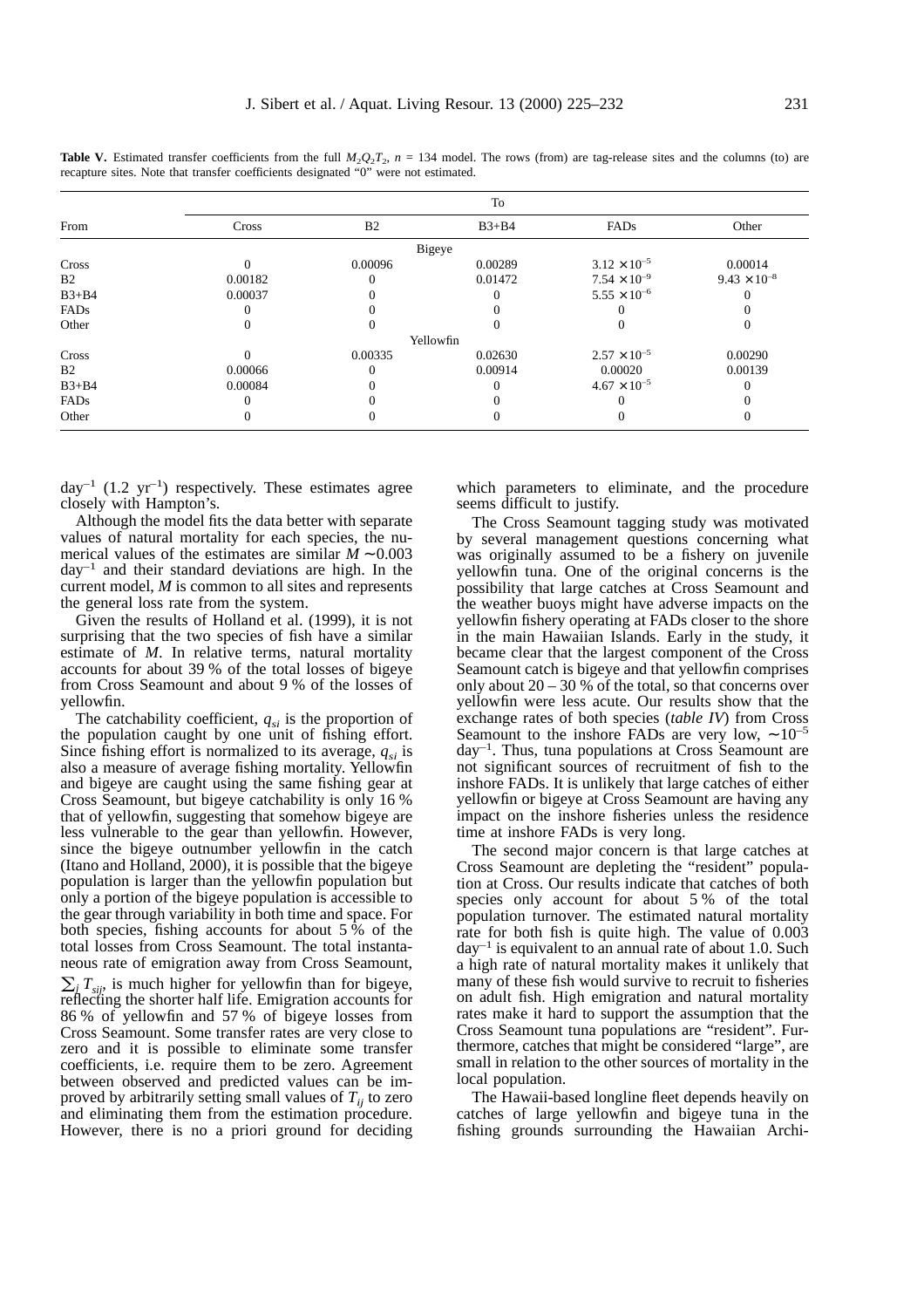**Table V.** Estimated transfer coefficients from the full $M_2Q_2T_2$, $n = 134$ model. The rows (from) are tag-release sites and the columns (to) are recapture sites. Note that transfer coefficients designated "0" were not estimated.

| From | To | | | | |
|---|---|---|---|---|---|
| | Cross | B2 | B3+B4 | FADs | Other |
| | | | Bigeye | | |
| Cross | 0 | 0.00096 | 0.00289 | $3.12 \times 10^{-5}$ | 0.00014 |
| B2 | 0.00182 | 0 | 0.01472 | $7.54 \times 10^{-9}$ | $9.43 \times 10^{-8}$ |
| B3+B4 | 0.00037 | 0 | 0 | $5.55 \times 10^{-6}$ | 0 |
| FADs | 0 | 0 | 0 | 0 | 0 |
| Other | 0 | 0 | 0 | 0 | 0 |
| | | | Yellowfin | | |
| Cross | 0 | 0.00335 | 0.02630 | $2.57 \times 10^{-5}$ | 0.00290 |
| B2 | 0.00066 | 0 | 0.00914 | 0.00020 | 0.00139 |
| B3+B4 | 0.00084 | 0 | 0 | $4.67 \times 10^{-5}$ | 0 |
| FADs | 0 | 0 | 0 | 0 | 0 |
| Other | 0 | 0 | 0 | 0 | 0 |

day$^{-1}$ (1.2 yr$^{-1}$) respectively. These estimates agree closely with Hampton's.

Although the model fits the data better with separate values of natural mortality for each species, the numerical values of the estimates are similar $M \sim 0.003$ day$^{-1}$ and their standard deviations are high. In the current model, $M$ is common to all sites and represents the general loss rate from the system.

Given the results of Holland et al. (1999), it is not surprising that the two species of fish have a similar estimate of $M$. In relative terms, natural mortality accounts for about 39 % of the total losses of bigeye from Cross Seamount and about 9 % of the losses of yellowfin.

The catchability coefficient, $q_{si}$ is the proportion of the population caught by one unit of fishing effort. Since fishing effort is normalized to its average, $q_{si}$ is also a measure of average fishing mortality. Yellowfin and bigeye are caught using the same fishing gear at Cross Seamount, but bigeye catchability is only 16 % that of yellowfin, suggesting that somehow bigeye are less vulnerable to the gear than yellowfin. However, since the bigeye outnumber yellowfin in the catch (Itano and Holland, 2000), it is possible that the bigeye population is larger than the yellowfin population but only a portion of the bigeye population is accessible to the gear through variability in both time and space. For both species, fishing accounts for about 5 % of the total losses from Cross Seamount. The total instantaneous rate of emigration away from Cross Seamount, $\sum_j T_{sij}$, is much higher for yellowfin than for bigeye, reflecting the shorter half life. Emigration accounts for 86 % of yellowfin and 57 % of bigeye losses from Cross Seamount. Some transfer rates are very close to zero and it is possible to eliminate some transfer coefficients, i.e. require them to be zero. Agreement between observed and predicted values can be improved by arbitrarily setting small values of $T_{ij}$ to zero and eliminating them from the estimation procedure. However, there is no a priori ground for deciding which parameters to eliminate, and the procedure seems difficult to justify.

The Cross Seamount tagging study was motivated by several management questions concerning what was originally assumed to be a fishery on juvenile yellowfin tuna. One of the original concerns is the possibility that large catches at Cross Seamount and the weather buoys might have adverse impacts on the yellowfin fishery operating at FADs closer to the shore in the main Hawaiian Islands. Early in the study, it became clear that the largest component of the Cross Seamount catch is bigeye and that yellowfin comprises only about 20 – 30 % of the total, so that concerns over yellowfin were less acute. Our results show that the exchange rates of both species (*table IV*) from Cross Seamount to the inshore FADs are very low, $\sim 10^{-5}$ day$^{-1}$. Thus, tuna populations at Cross Seamount are not significant sources of recruitment of fish to the inshore FADs. It is unlikely that large catches of either yellowfin or bigeye at Cross Seamount are having any impact on the inshore fisheries unless the residence time at inshore FADs is very long.

The second major concern is that large catches at Cross Seamount are depleting the "resident" population at Cross. Our results indicate that catches of both species only account for about 5 % of the total population turnover. The estimated natural mortality rate for both fish is quite high. The value of 0.003 day$^{-1}$ is equivalent to an annual rate of about 1.0. Such a high rate of natural mortality makes it unlikely that many of these fish would survive to recruit to fisheries on adult fish. High emigration and natural mortality rates make it hard to support the assumption that the Cross Seamount tuna populations are "resident". Furthermore, catches that might be considered "large", are small in relation to the other sources of mortality in the local population.

The Hawaii-based longline fleet depends heavily on catches of large yellowfin and bigeye tuna in the fishing grounds surrounding the Hawaiian Archi-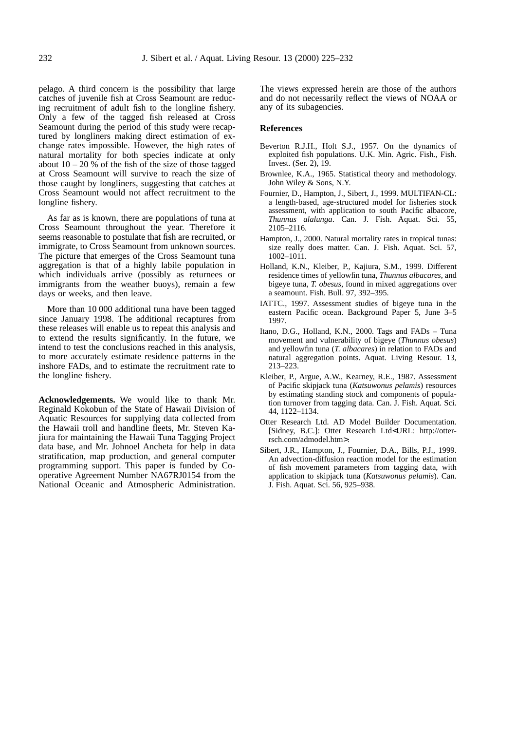pelago. A third concern is the possibility that large catches of juvenile fish at Cross Seamount are reducing recruitment of adult fish to the longline fishery. Only a few of the tagged fish released at Cross Seamount during the period of this study were recaptured by longliners making direct estimation of exchange rates impossible. However, the high rates of natural mortality for both species indicate at only about 10 – 20 % of the fish of the size of those tagged at Cross Seamount will survive to reach the size of those caught by longliners, suggesting that catches at Cross Seamount would not affect recruitment to the longline fishery.

As far as is known, there are populations of tuna at Cross Seamount throughout the year. Therefore it seems reasonable to postulate that fish are recruited, or immigrate, to Cross Seamount from unknown sources. The picture that emerges of the Cross Seamount tuna aggregation is that of a highly labile population in which individuals arrive (possibly as returnees or immigrants from the weather buoys), remain a few days or weeks, and then leave.

More than 10 000 additional tuna have been tagged since January 1998. The additional recaptures from these releases will enable us to repeat this analysis and to extend the results significantly. In the future, we intend to test the conclusions reached in this analysis, to more accurately estimate residence patterns in the inshore FADs, and to estimate the recruitment rate to the longline fishery.

**Acknowledgements.** We would like to thank Mr. Reginald Kokobun of the State of Hawaii Division of Aquatic Resources for supplying data collected from the Hawaii troll and handline fleets, Mr. Steven Kajiura for maintaining the Hawaii Tuna Tagging Project data base, and Mr. Johnoel Ancheta for help in data stratification, map production, and general computer programming support. This paper is funded by Cooperative Agreement Number NA67RJ0154 from the National Oceanic and Atmospheric Administration. The views expressed herein are those of the authors and do not necessarily reflect the views of NOAA or any of its subagencies.

## References

Beverton R.J.H., Holt S.J., 1957. On the dynamics of exploited fish populations. U.K. Min. Agric. Fish., Fish. Invest. (Ser. 2), 19.

Brownlee, K.A., 1965. Statistical theory and methodology. John Wiley & Sons, N.Y.

Fournier, D., Hampton, J., Sibert, J., 1999. MULTIFAN-CL: a length-based, age-structured model for fisheries stock assessment, with application to south Pacific albacore, *Thunnus alalunga*. Can. J. Fish. Aquat. Sci. 55, 2105–2116.

Hampton, J., 2000. Natural mortality rates in tropical tunas: size really does matter. Can. J. Fish. Aquat. Sci. 57, 1002–1011.

Holland, K.N., Kleiber, P., Kajiura, S.M., 1999. Different residence times of yellowfin tuna, *Thunnus albacares*, and bigeye tuna, *T. obesus*, found in mixed aggregations over a seamount. Fish. Bull. 97, 392–395.

IATTC., 1997. Assessment studies of bigeye tuna in the eastern Pacific ocean. Background Paper 5, June 3–5 1997.

Itano, D.G., Holland, K.N., 2000. Tags and FADs – Tuna movement and vulnerability of bigeye (*Thunnus obesus*) and yellowfin tuna (*T. albacares*) in relation to FADs and natural aggregation points. Aquat. Living Resour. 13, 213–223.

Kleiber, P., Argue, A.W., Kearney, R.E., 1987. Assessment of Pacific skipjack tuna (*Katsuwonus pelamis*) resources by estimating standing stock and components of population turnover from tagging data. Can. J. Fish. Aquat. Sci. 44, 1122–1134.

Otter Research Ltd. AD Model Builder Documentation. [Sidney, B.C.]: Otter Research Ltd<URL: http://otter-rsch.com/admodel.htm>.

Sibert, J.R., Hampton, J., Fournier, D.A., Bills, P.J., 1999. An advection-diffusion reaction model for the estimation of fish movement parameters from tagging data, with application to skipjack tuna (*Katsuwonus pelamis*). Can. J. Fish. Aquat. Sci. 56, 925–938.